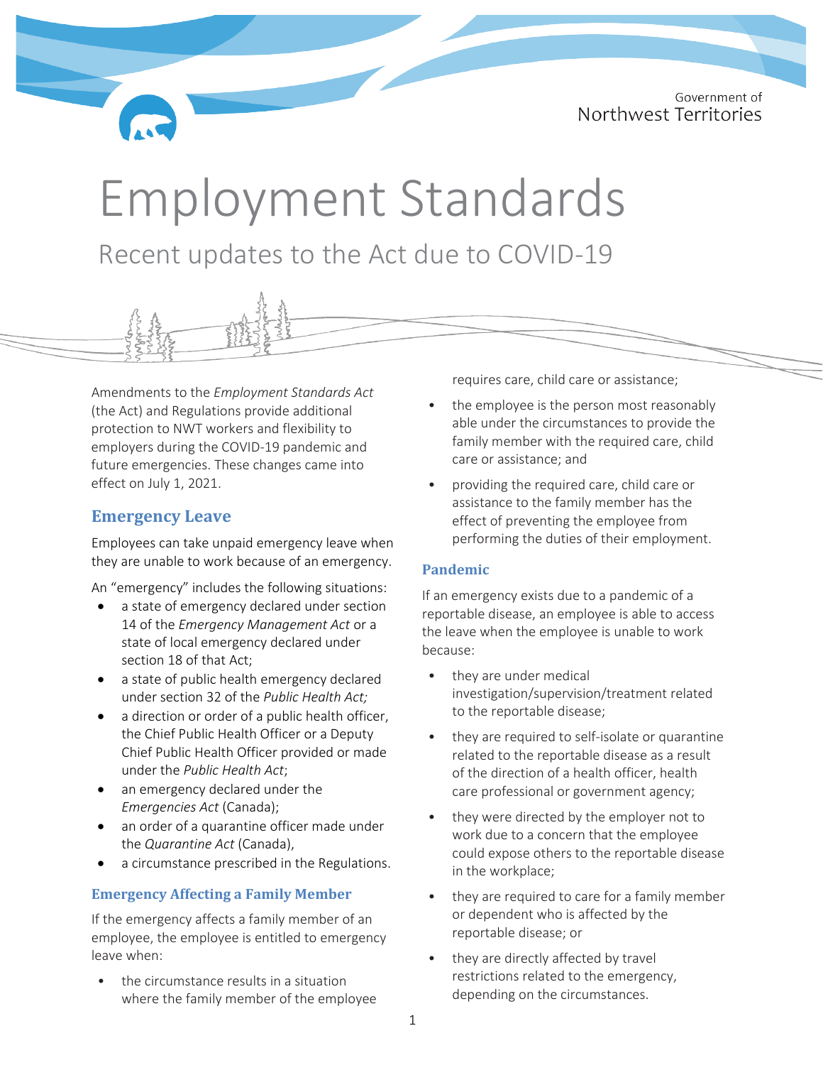Government of Northwest Territories

# Employment Standards

## Recent updates to the Act due to COVID-19

Amendments to the *Employment Standards Act* (the Act) and Regulations provide additional protection to NWT workers and flexibility to employers during the COVID-19 pandemic and future emergencies. These changes came into effect on July 1, 2021.

## Emergency Leave

Employees can take unpaid emergency leave when they are unable to work because of an emergency.

An "emergency" includes the following situations:

- a state of emergency declared under section 14 of the *Emergency Management Act* or a state of local emergency declared under section 18 of that Act;
- a state of public health emergency declared under section 32 of the *Public Health Act;*
- a direction or order of a public health officer, the Chief Public Health Officer or a Deputy Chief Public Health Officer provided or made under the *Public Health Act*;
- an emergency declared under the *Emergencies Act* (Canada);
- an order of a quarantine officer made under the *Quarantine Act* (Canada),
- a circumstance prescribed in the Regulations.

### Emergency Affecting a Family Member

If the emergency affects a family member of an employee, the employee is entitled to emergency leave when:

- the circumstance results in a situation where the family member of the employee requires care, child care or assistance;
- the employee is the person most reasonably able under the circumstances to provide the family member with the required care, child care or assistance; and
- providing the required care, child care or assistance to the family member has the effect of preventing the employee from performing the duties of their employment.

### Pandemic

If an emergency exists due to a pandemic of a reportable disease, an employee is able to access the leave when the employee is unable to work because:

- they are under medical investigation/supervision/treatment related to the reportable disease;
- they are required to self-isolate or quarantine related to the reportable disease as a result of the direction of a health officer, health care professional or government agency;
- they were directed by the employer not to work due to a concern that the employee could expose others to the reportable disease in the workplace;
- they are required to care for a family member or dependent who is affected by the reportable disease; or
- they are directly affected by travel restrictions related to the emergency, depending on the circumstances.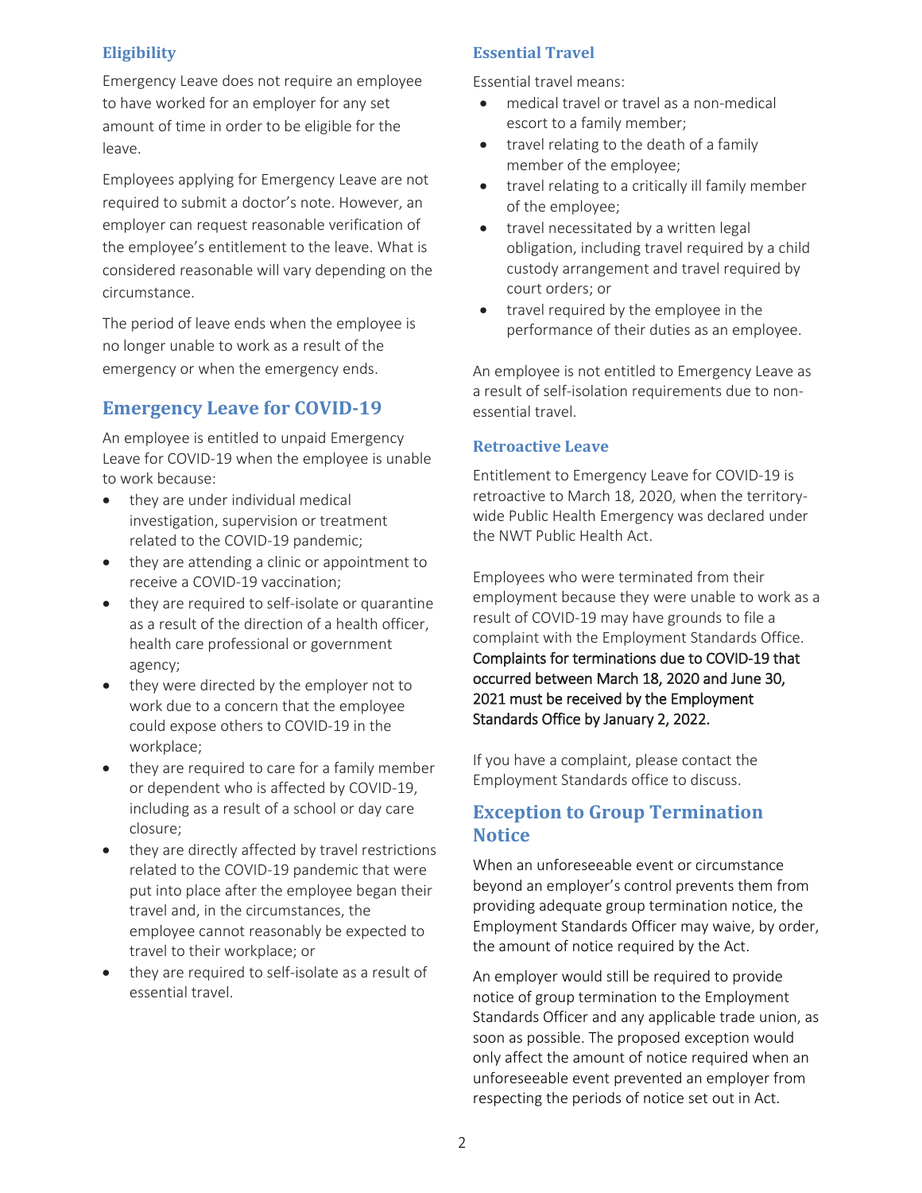### Eligibility

Emergency Leave does not require an employee to have worked for an employer for any set amount of time in order to be eligible for the leave.

Employees applying for Emergency Leave are not required to submit a doctor's note. However, an employer can request reasonable verification of the employee's entitlement to the leave. What is considered reasonable will vary depending on the circumstance.

The period of leave ends when the employee is no longer unable to work as a result of the emergency or when the emergency ends.

## Emergency Leave for COVID-19

An employee is entitled to unpaid Emergency Leave for COVID-19 when the employee is unable to work because:

- they are under individual medical investigation, supervision or treatment related to the COVID-19 pandemic;
- they are attending a clinic or appointment to receive a COVID-19 vaccination;
- they are required to self-isolate or quarantine as a result of the direction of a health officer, health care professional or government agency;
- they were directed by the employer not to work due to a concern that the employee could expose others to COVID-19 in the workplace;
- they are required to care for a family member or dependent who is affected by COVID-19, including as a result of a school or day care closure;
- they are directly affected by travel restrictions related to the COVID-19 pandemic that were put into place after the employee began their travel and, in the circumstances, the employee cannot reasonably be expected to travel to their workplace; or
- they are required to self-isolate as a result of essential travel.

### Essential Travel

Essential travel means:

- medical travel or travel as a non-medical escort to a family member;
- travel relating to the death of a family member of the employee;
- travel relating to a critically ill family member of the employee;
- travel necessitated by a written legal obligation, including travel required by a child custody arrangement and travel required by court orders; or
- travel required by the employee in the performance of their duties as an employee.

An employee is not entitled to Emergency Leave as a result of self-isolation requirements due to non-essential travel.

### Retroactive Leave

Entitlement to Emergency Leave for COVID-19 is retroactive to March 18, 2020, when the territory-wide Public Health Emergency was declared under the NWT Public Health Act.

Employees who were terminated from their employment because they were unable to work as a result of COVID-19 may have grounds to file a complaint with the Employment Standards Office. **Complaints for terminations due to COVID-19 that occurred between March 18, 2020 and June 30, 2021 must be received by the Employment Standards Office by January 2, 2022.**

If you have a complaint, please contact the Employment Standards office to discuss.

## Exception to Group Termination Notice

When an unforeseeable event or circumstance beyond an employer's control prevents them from providing adequate group termination notice, the Employment Standards Officer may waive, by order, the amount of notice required by the Act.

An employer would still be required to provide notice of group termination to the Employment Standards Officer and any applicable trade union, as soon as possible. The proposed exception would only affect the amount of notice required when an unforeseeable event prevented an employer from respecting the periods of notice set out in Act.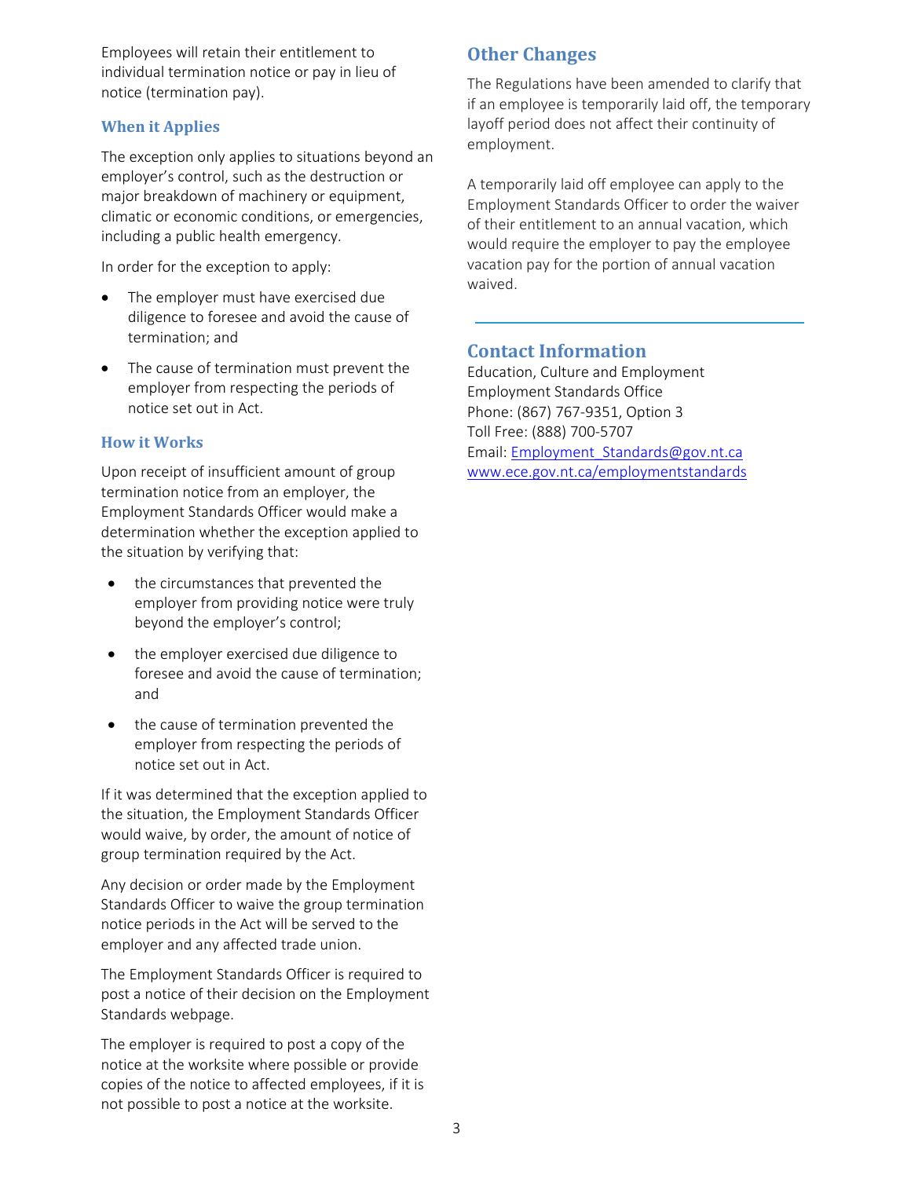Employees will retain their entitlement to individual termination notice or pay in lieu of notice (termination pay).

### When it Applies

The exception only applies to situations beyond an employer's control, such as the destruction or major breakdown of machinery or equipment, climatic or economic conditions, or emergencies, including a public health emergency.

In order for the exception to apply:

- The employer must have exercised due diligence to foresee and avoid the cause of termination; and
- The cause of termination must prevent the employer from respecting the periods of notice set out in Act.

### How it Works

Upon receipt of insufficient amount of group termination notice from an employer, the Employment Standards Officer would make a determination whether the exception applied to the situation by verifying that:

- the circumstances that prevented the employer from providing notice were truly beyond the employer's control;
- the employer exercised due diligence to foresee and avoid the cause of termination; and
- the cause of termination prevented the employer from respecting the periods of notice set out in Act.

If it was determined that the exception applied to the situation, the Employment Standards Officer would waive, by order, the amount of notice of group termination required by the Act.

Any decision or order made by the Employment Standards Officer to waive the group termination notice periods in the Act will be served to the employer and any affected trade union.

The Employment Standards Officer is required to post a notice of their decision on the Employment Standards webpage.

The employer is required to post a copy of the notice at the worksite where possible or provide copies of the notice to affected employees, if it is not possible to post a notice at the worksite.

## Other Changes

The Regulations have been amended to clarify that if an employee is temporarily laid off, the temporary layoff period does not affect their continuity of employment.

A temporarily laid off employee can apply to the Employment Standards Officer to order the waiver of their entitlement to an annual vacation, which would require the employer to pay the employee vacation pay for the portion of annual vacation waived.

---

## Contact Information

Education, Culture and Employment
Employment Standards Office
Phone: (867) 767-9351, Option 3
Toll Free: (888) 700-5707
Email: Employment_Standards@gov.nt.ca
www.ece.gov.nt.ca/employmentstandards